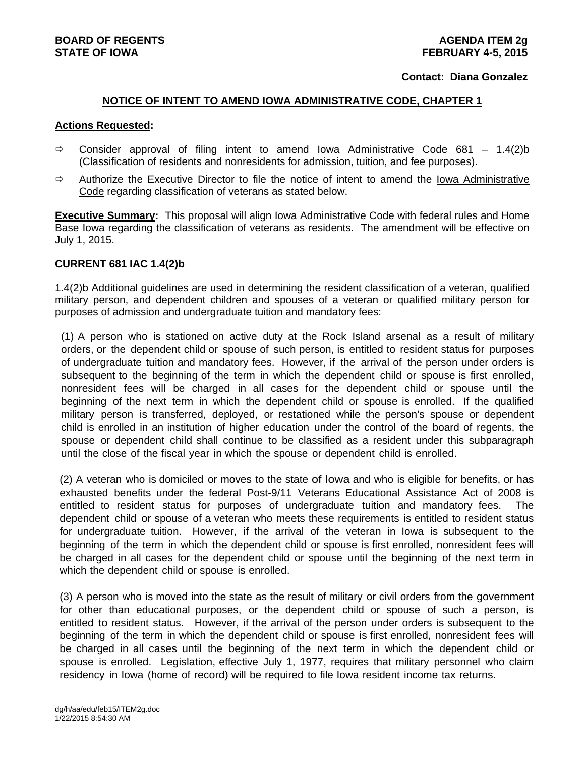**BOARD OF REGENTS**
**STATE OF IOWA**

**AGENDA ITEM 2g**
**FEBRUARY 4-5, 2015**

**Contact: Diana Gonzalez**

## NOTICE OF INTENT TO AMEND IOWA ADMINISTRATIVE CODE, CHAPTER 1

**Actions Requested:**

- ⇨ Consider approval of filing intent to amend Iowa Administrative Code 681 – 1.4(2)b (Classification of residents and nonresidents for admission, tuition, and fee purposes).
- ⇨ Authorize the Executive Director to file the notice of intent to amend the Iowa Administrative Code regarding classification of veterans as stated below.

**Executive Summary:** This proposal will align Iowa Administrative Code with federal rules and Home Base Iowa regarding the classification of veterans as residents. The amendment will be effective on July 1, 2015.

### CURRENT 681 IAC 1.4(2)b

1.4(2)b Additional guidelines are used in determining the resident classification of a veteran, qualified military person, and dependent children and spouses of a veteran or qualified military person for purposes of admission and undergraduate tuition and mandatory fees:

(1) A person who is stationed on active duty at the Rock Island arsenal as a result of military orders, or the dependent child or spouse of such person, is entitled to resident status for purposes of undergraduate tuition and mandatory fees. However, if the arrival of the person under orders is subsequent to the beginning of the term in which the dependent child or spouse is first enrolled, nonresident fees will be charged in all cases for the dependent child or spouse until the beginning of the next term in which the dependent child or spouse is enrolled. If the qualified military person is transferred, deployed, or restationed while the person's spouse or dependent child is enrolled in an institution of higher education under the control of the board of regents, the spouse or dependent child shall continue to be classified as a resident under this subparagraph until the close of the fiscal year in which the spouse or dependent child is enrolled.

(2) A veteran who is domiciled or moves to the state of Iowa and who is eligible for benefits, or has exhausted benefits under the federal Post-9/11 Veterans Educational Assistance Act of 2008 is entitled to resident status for purposes of undergraduate tuition and mandatory fees. The dependent child or spouse of a veteran who meets these requirements is entitled to resident status for undergraduate tuition. However, if the arrival of the veteran in Iowa is subsequent to the beginning of the term in which the dependent child or spouse is first enrolled, nonresident fees will be charged in all cases for the dependent child or spouse until the beginning of the next term in which the dependent child or spouse is enrolled.

(3) A person who is moved into the state as the result of military or civil orders from the government for other than educational purposes, or the dependent child or spouse of such a person, is entitled to resident status. However, if the arrival of the person under orders is subsequent to the beginning of the term in which the dependent child or spouse is first enrolled, nonresident fees will be charged in all cases until the beginning of the next term in which the dependent child or spouse is enrolled. Legislation, effective July 1, 1977, requires that military personnel who claim residency in Iowa (home of record) will be required to file Iowa resident income tax returns.

dg/h/aa/edu/feb15/ITEM2g.doc
1/22/2015 8:54:30 AM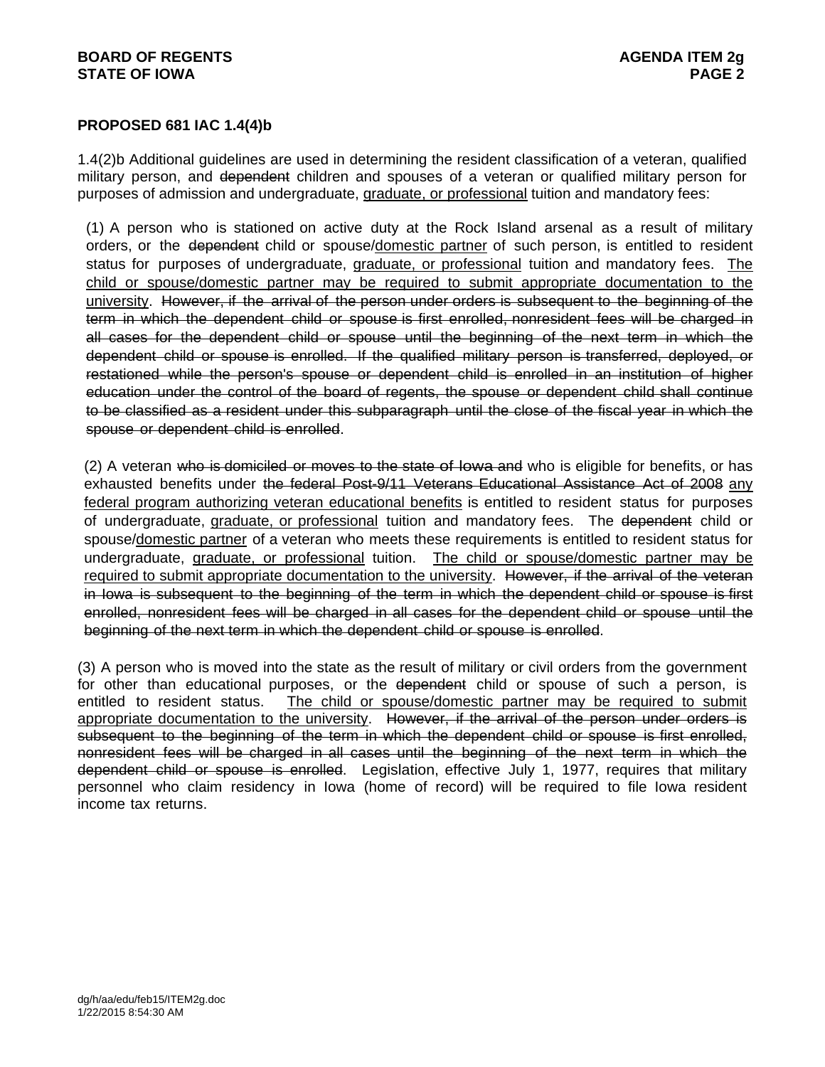**PROPOSED 681 IAC 1.4(4)b**

1.4(2)b Additional guidelines are used in determining the resident classification of a veteran, qualified military person, and ~~dependent~~ children and spouses of a veteran or qualified military person for purposes of admission and undergraduate, <u>graduate, or professional</u> tuition and mandatory fees:

(1) A person who is stationed on active duty at the Rock Island arsenal as a result of military orders, or the ~~dependent~~ child or spouse/<u>domestic partner</u> of such person, is entitled to resident status for purposes of undergraduate, <u>graduate, or professional</u> tuition and mandatory fees. <u>The child or spouse/domestic partner may be required to submit appropriate documentation to the university</u>. ~~However, if the arrival of the person under orders is subsequent to the beginning of the term in which the dependent child or spouse is first enrolled, nonresident fees will be charged in all cases for the dependent child or spouse until the beginning of the next term in which the dependent child or spouse is enrolled. If the qualified military person is transferred, deployed, or restationed while the person's spouse or dependent child is enrolled in an institution of higher education under the control of the board of regents, the spouse or dependent child shall continue to be classified as a resident under this subparagraph until the close of the fiscal year in which the spouse or dependent child is enrolled~~.

(2) A veteran ~~who is domiciled or moves to the state of Iowa and~~ who is eligible for benefits, or has exhausted benefits under ~~the federal Post-9/11 Veterans Educational Assistance Act of 2008~~ <u>any federal program authorizing veteran educational benefits</u> is entitled to resident status for purposes of undergraduate, <u>graduate, or professional</u> tuition and mandatory fees. The ~~dependent~~ child or spouse/<u>domestic partner</u> of a veteran who meets these requirements is entitled to resident status for undergraduate, <u>graduate, or professional</u> tuition. <u>The child or spouse/domestic partner may be required to submit appropriate documentation to the university</u>. ~~However, if the arrival of the veteran in Iowa is subsequent to the beginning of the term in which the dependent child or spouse is first enrolled, nonresident fees will be charged in all cases for the dependent child or spouse until the beginning of the next term in which the dependent child or spouse is enrolled~~.

(3) A person who is moved into the state as the result of military or civil orders from the government for other than educational purposes, or the ~~dependent~~ child or spouse of such a person, is entitled to resident status. <u>The child or spouse/domestic partner may be required to submit appropriate documentation to the university</u>. ~~However, if the arrival of the person under orders is subsequent to the beginning of the term in which the dependent child or spouse is first enrolled, nonresident fees will be charged in all cases until the beginning of the next term in which the dependent child or spouse is enrolled~~. Legislation, effective July 1, 1977, requires that military personnel who claim residency in Iowa (home of record) will be required to file Iowa resident income tax returns.